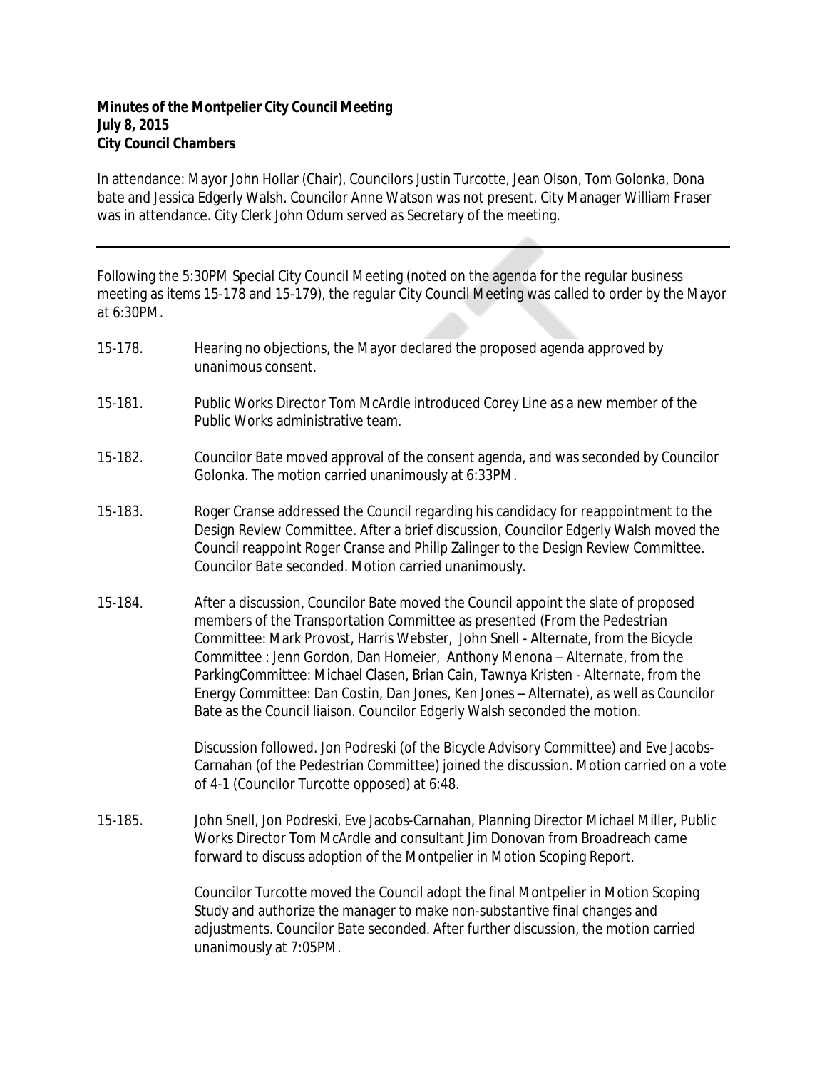**Minutes of the Montpelier City Council Meeting**
**July 8, 2015**
**City Council Chambers**

In attendance: Mayor John Hollar (Chair), Councilors Justin Turcotte, Jean Olson, Tom Golonka, Dona bate and Jessica Edgerly Walsh. Councilor Anne Watson was not present. City Manager William Fraser was in attendance. City Clerk John Odum served as Secretary of the meeting.

---

Following the 5:30PM Special City Council Meeting (noted on the agenda for the regular business meeting as items 15-178 and 15-179), the regular City Council Meeting was called to order by the Mayor at 6:30PM.

15-178. Hearing no objections, the Mayor declared the proposed agenda approved by unanimous consent.

15-181. Public Works Director Tom McArdle introduced Corey Line as a new member of the Public Works administrative team.

15-182. Councilor Bate moved approval of the consent agenda, and was seconded by Councilor Golonka. The motion carried unanimously at 6:33PM.

15-183. Roger Cranse addressed the Council regarding his candidacy for reappointment to the Design Review Committee. After a brief discussion, Councilor Edgerly Walsh moved the Council reappoint Roger Cranse and Philip Zalinger to the Design Review Committee. Councilor Bate seconded. Motion carried unanimously.

15-184. After a discussion, Councilor Bate moved the Council appoint the slate of proposed members of the Transportation Committee as presented (From the Pedestrian Committee: Mark Provost, Harris Webster, John Snell - Alternate, from the Bicycle Committee : Jenn Gordon, Dan Homeier, Anthony Menona – Alternate, from the ParkingCommittee: Michael Clasen, Brian Cain, Tawnya Kristen - Alternate, from the Energy Committee: Dan Costin, Dan Jones, Ken Jones – Alternate), as well as Councilor Bate as the Council liaison. Councilor Edgerly Walsh seconded the motion.

Discussion followed. Jon Podreski (of the Bicycle Advisory Committee) and Eve Jacobs-Carnahan (of the Pedestrian Committee) joined the discussion. Motion carried on a vote of 4-1 (Councilor Turcotte opposed) at 6:48.

15-185. John Snell, Jon Podreski, Eve Jacobs-Carnahan, Planning Director Michael Miller, Public Works Director Tom McArdle and consultant Jim Donovan from Broadreach came forward to discuss adoption of the Montpelier in Motion Scoping Report.

Councilor Turcotte moved the Council adopt the final Montpelier in Motion Scoping Study and authorize the manager to make non-substantive final changes and adjustments. Councilor Bate seconded. After further discussion, the motion carried unanimously at 7:05PM.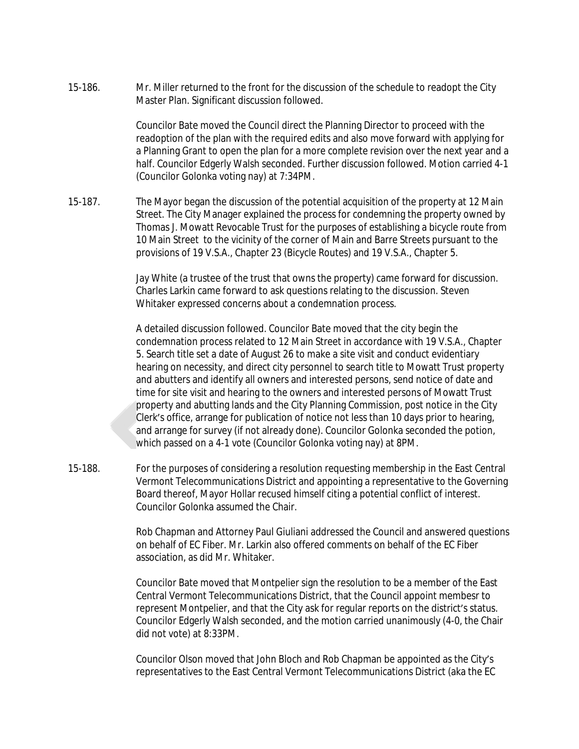15-186. Mr. Miller returned to the front for the discussion of the schedule to readopt the City Master Plan. Significant discussion followed.

Councilor Bate moved the Council direct the Planning Director to proceed with the readoption of the plan with the required edits and also move forward with applying for a Planning Grant to open the plan for a more complete revision over the next year and a half. Councilor Edgerly Walsh seconded. Further discussion followed. Motion carried 4-1 (Councilor Golonka voting nay) at 7:34PM.

15-187. The Mayor began the discussion of the potential acquisition of the property at 12 Main Street. The City Manager explained the process for condemning the property owned by Thomas J. Mowatt Revocable Trust for the purposes of establishing a bicycle route from 10 Main Street to the vicinity of the corner of Main and Barre Streets pursuant to the provisions of 19 V.S.A., Chapter 23 (Bicycle Routes) and 19 V.S.A., Chapter 5.

Jay White (a trustee of the trust that owns the property) came forward for discussion. Charles Larkin came forward to ask questions relating to the discussion. Steven Whitaker expressed concerns about a condemnation process.

A detailed discussion followed. Councilor Bate moved that the city begin the condemnation process related to 12 Main Street in accordance with 19 V.S.A., Chapter 5. Search title set a date of August 26 to make a site visit and conduct evidentiary hearing on necessity, and direct city personnel to search title to Mowatt Trust property and abutters and identify all owners and interested persons, send notice of date and time for site visit and hearing to the owners and interested persons of Mowatt Trust property and abutting lands and the City Planning Commission, post notice in the City Clerk's office, arrange for publication of notice not less than 10 days prior to hearing, and arrange for survey (if not already done). Councilor Golonka seconded the potion, which passed on a 4-1 vote (Councilor Golonka voting nay) at 8PM.

15-188. For the purposes of considering a resolution requesting membership in the East Central Vermont Telecommunications District and appointing a representative to the Governing Board thereof, Mayor Hollar recused himself citing a potential conflict of interest. Councilor Golonka assumed the Chair.

Rob Chapman and Attorney Paul Giuliani addressed the Council and answered questions on behalf of EC Fiber. Mr. Larkin also offered comments on behalf of the EC Fiber association, as did Mr. Whitaker.

Councilor Bate moved that Montpelier sign the resolution to be a member of the East Central Vermont Telecommunications District, that the Council appoint membesr to represent Montpelier, and that the City ask for regular reports on the district's status. Councilor Edgerly Walsh seconded, and the motion carried unanimously (4-0, the Chair did not vote) at 8:33PM.

Councilor Olson moved that John Bloch and Rob Chapman be appointed as the City's representatives to the East Central Vermont Telecommunications District (aka the EC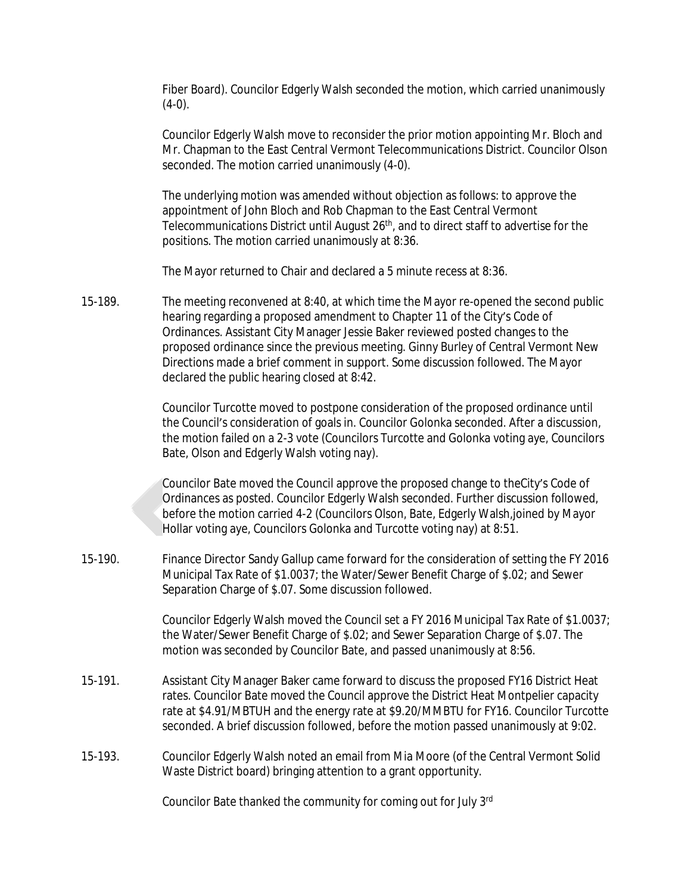Fiber Board). Councilor Edgerly Walsh seconded the motion, which carried unanimously (4-0).

Councilor Edgerly Walsh move to reconsider the prior motion appointing Mr. Bloch and Mr. Chapman to the East Central Vermont Telecommunications District. Councilor Olson seconded. The motion carried unanimously (4-0).

The underlying motion was amended without objection as follows: to approve the appointment of John Bloch and Rob Chapman to the East Central Vermont Telecommunications District until August 26th, and to direct staff to advertise for the positions. The motion carried unanimously at 8:36.

The Mayor returned to Chair and declared a 5 minute recess at 8:36.

15-189. The meeting reconvened at 8:40, at which time the Mayor re-opened the second public hearing regarding a proposed amendment to Chapter 11 of the City's Code of Ordinances. Assistant City Manager Jessie Baker reviewed posted changes to the proposed ordinance since the previous meeting. Ginny Burley of Central Vermont New Directions made a brief comment in support. Some discussion followed. The Mayor declared the public hearing closed at 8:42.

Councilor Turcotte moved to postpone consideration of the proposed ordinance until the Council's consideration of goals in. Councilor Golonka seconded. After a discussion, the motion failed on a 2-3 vote (Councilors Turcotte and Golonka voting aye, Councilors Bate, Olson and Edgerly Walsh voting nay).

Councilor Bate moved the Council approve the proposed change to theCity's Code of Ordinances as posted. Councilor Edgerly Walsh seconded. Further discussion followed, before the motion carried 4-2 (Councilors Olson, Bate, Edgerly Walsh,joined by Mayor Hollar voting aye, Councilors Golonka and Turcotte voting nay) at 8:51.

15-190. Finance Director Sandy Gallup came forward for the consideration of setting the FY 2016 Municipal Tax Rate of $1.0037; the Water/Sewer Benefit Charge of $.02; and Sewer Separation Charge of $.07. Some discussion followed.

Councilor Edgerly Walsh moved the Council set a FY 2016 Municipal Tax Rate of $1.0037; the Water/Sewer Benefit Charge of $.02; and Sewer Separation Charge of $.07. The motion was seconded by Councilor Bate, and passed unanimously at 8:56.

15-191. Assistant City Manager Baker came forward to discuss the proposed FY16 District Heat rates. Councilor Bate moved the Council approve the District Heat Montpelier capacity rate at $4.91/MBTUH and the energy rate at $9.20/MMBTU for FY16. Councilor Turcotte seconded. A brief discussion followed, before the motion passed unanimously at 9:02.

15-193. Councilor Edgerly Walsh noted an email from Mia Moore (of the Central Vermont Solid Waste District board) bringing attention to a grant opportunity.

Councilor Bate thanked the community for coming out for July 3rd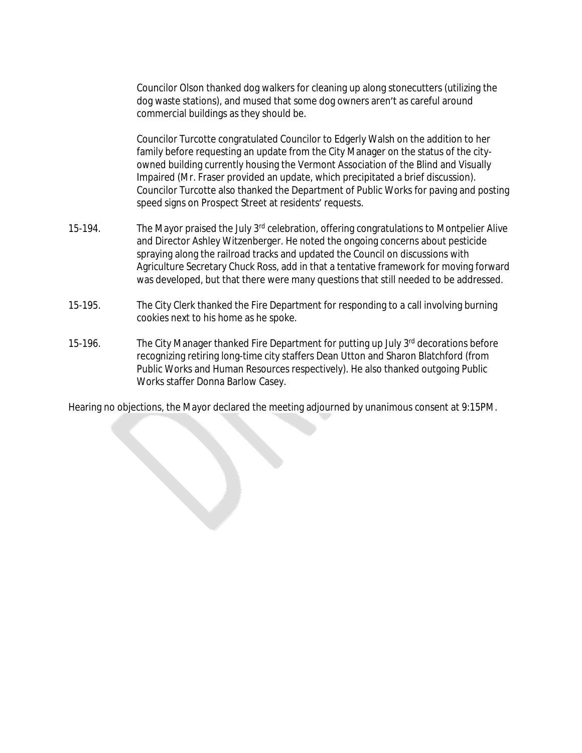Councilor Olson thanked dog walkers for cleaning up along stonecutters (utilizing the dog waste stations), and mused that some dog owners aren't as careful around commercial buildings as they should be.

Councilor Turcotte congratulated Councilor to Edgerly Walsh on the addition to her family before requesting an update from the City Manager on the status of the city-owned building currently housing the Vermont Association of the Blind and Visually Impaired (Mr. Fraser provided an update, which precipitated a brief discussion). Councilor Turcotte also thanked the Department of Public Works for paving and posting speed signs on Prospect Street at residents' requests.

15-194. The Mayor praised the July 3rd celebration, offering congratulations to Montpelier Alive and Director Ashley Witzenberger. He noted the ongoing concerns about pesticide spraying along the railroad tracks and updated the Council on discussions with Agriculture Secretary Chuck Ross, add in that a tentative framework for moving forward was developed, but that there were many questions that still needed to be addressed.

15-195. The City Clerk thanked the Fire Department for responding to a call involving burning cookies next to his home as he spoke.

15-196. The City Manager thanked Fire Department for putting up July 3rd decorations before recognizing retiring long-time city staffers Dean Utton and Sharon Blatchford (from Public Works and Human Resources respectively). He also thanked outgoing Public Works staffer Donna Barlow Casey.

Hearing no objections, the Mayor declared the meeting adjourned by unanimous consent at 9:15PM.